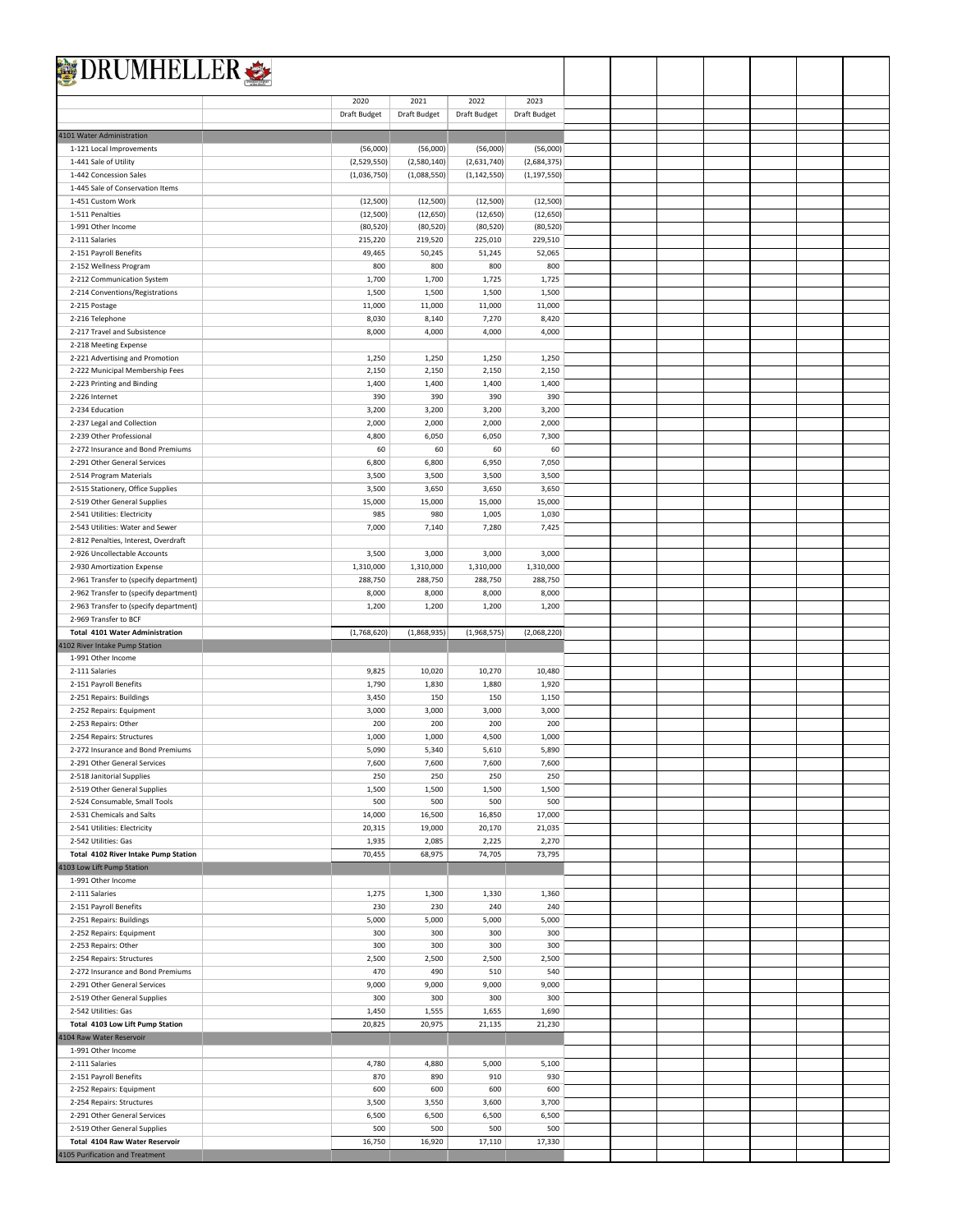# DRUMHELLER

| | 2020 | 2021 | 2022 | 2023 |
|---|---|---|---|---|
| | Draft Budget | Draft Budget | Draft Budget | Draft Budget |
| **4101 Water Administration** | | | | |
| 1-121 Local Improvements | (56,000) | (56,000) | (56,000) | (56,000) |
| 1-441 Sale of Utility | (2,529,550) | (2,580,140) | (2,631,740) | (2,684,375) |
| 1-442 Concession Sales | (1,036,750) | (1,088,550) | (1,142,550) | (1,197,550) |
| 1-445 Sale of Conservation Items | | | | |
| 1-451 Custom Work | (12,500) | (12,500) | (12,500) | (12,500) |
| 1-511 Penalties | (12,500) | (12,650) | (12,650) | (12,650) |
| 1-991 Other Income | (80,520) | (80,520) | (80,520) | (80,520) |
| 2-111 Salaries | 215,220 | 219,520 | 225,010 | 229,510 |
| 2-151 Payroll Benefits | 49,465 | 50,245 | 51,245 | 52,065 |
| 2-152 Wellness Program | 800 | 800 | 800 | 800 |
| 2-212 Communication System | 1,700 | 1,700 | 1,725 | 1,725 |
| 2-214 Conventions/Registrations | 1,500 | 1,500 | 1,500 | 1,500 |
| 2-215 Postage | 11,000 | 11,000 | 11,000 | 11,000 |
| 2-216 Telephone | 8,030 | 8,140 | 7,270 | 8,420 |
| 2-217 Travel and Subsistence | 8,000 | 4,000 | 4,000 | 4,000 |
| 2-218 Meeting Expense | | | | |
| 2-221 Advertising and Promotion | 1,250 | 1,250 | 1,250 | 1,250 |
| 2-222 Municipal Membership Fees | 2,150 | 2,150 | 2,150 | 2,150 |
| 2-223 Printing and Binding | 1,400 | 1,400 | 1,400 | 1,400 |
| 2-226 Internet | 390 | 390 | 390 | 390 |
| 2-234 Education | 3,200 | 3,200 | 3,200 | 3,200 |
| 2-237 Legal and Collection | 2,000 | 2,000 | 2,000 | 2,000 |
| 2-239 Other Professional | 4,800 | 6,050 | 6,050 | 7,300 |
| 2-272 Insurance and Bond Premiums | 60 | 60 | 60 | 60 |
| 2-291 Other General Services | 6,800 | 6,800 | 6,950 | 7,050 |
| 2-514 Program Materials | 3,500 | 3,500 | 3,500 | 3,500 |
| 2-515 Stationery, Office Supplies | 3,500 | 3,650 | 3,650 | 3,650 |
| 2-519 Other General Supplies | 15,000 | 15,000 | 15,000 | 15,000 |
| 2-541 Utilities: Electricity | 985 | 980 | 1,005 | 1,030 |
| 2-543 Utilities: Water and Sewer | 7,000 | 7,140 | 7,280 | 7,425 |
| 2-812 Penalties, Interest, Overdraft | | | | |
| 2-926 Uncollectable Accounts | 3,500 | 3,000 | 3,000 | 3,000 |
| 2-930 Amortization Expense | 1,310,000 | 1,310,000 | 1,310,000 | 1,310,000 |
| 2-961 Transfer to (specify department) | 288,750 | 288,750 | 288,750 | 288,750 |
| 2-962 Transfer to (specify department) | 8,000 | 8,000 | 8,000 | 8,000 |
| 2-963 Transfer to (specify department) | 1,200 | 1,200 | 1,200 | 1,200 |
| 2-969 Transfer to BCF | | | | |
| **Total 4101 Water Administration** | (1,768,620) | (1,868,935) | (1,968,575) | (2,068,220) |
| **4102 River Intake Pump Station** | | | | |
| 1-991 Other Income | | | | |
| 2-111 Salaries | 9,825 | 10,020 | 10,270 | 10,480 |
| 2-151 Payroll Benefits | 1,790 | 1,830 | 1,880 | 1,920 |
| 2-251 Repairs: Buildings | 3,450 | 150 | 150 | 1,150 |
| 2-252 Repairs: Equipment | 3,000 | 3,000 | 3,000 | 3,000 |
| 2-253 Repairs: Other | 200 | 200 | 200 | 200 |
| 2-254 Repairs: Structures | 1,000 | 1,000 | 4,500 | 1,000 |
| 2-272 Insurance and Bond Premiums | 5,090 | 5,340 | 5,610 | 5,890 |
| 2-291 Other General Services | 7,600 | 7,600 | 7,600 | 7,600 |
| 2-518 Janitorial Supplies | 250 | 250 | 250 | 250 |
| 2-519 Other General Supplies | 1,500 | 1,500 | 1,500 | 1,500 |
| 2-524 Consumable, Small Tools | 500 | 500 | 500 | 500 |
| 2-531 Chemicals and Salts | 14,000 | 16,500 | 16,850 | 17,000 |
| 2-541 Utilities: Electricity | 20,315 | 19,000 | 20,170 | 21,035 |
| 2-542 Utilities: Gas | 1,935 | 2,085 | 2,225 | 2,270 |
| **Total 4102 River Intake Pump Station** | 70,455 | 68,975 | 74,705 | 73,795 |
| **4103 Low Lift Pump Station** | | | | |
| 1-991 Other Income | | | | |
| 2-111 Salaries | 1,275 | 1,300 | 1,330 | 1,360 |
| 2-151 Payroll Benefits | 230 | 230 | 240 | 240 |
| 2-251 Repairs: Buildings | 5,000 | 5,000 | 5,000 | 5,000 |
| 2-252 Repairs: Equipment | 300 | 300 | 300 | 300 |
| 2-253 Repairs: Other | 300 | 300 | 300 | 300 |
| 2-254 Repairs: Structures | 2,500 | 2,500 | 2,500 | 2,500 |
| 2-272 Insurance and Bond Premiums | 470 | 490 | 510 | 540 |
| 2-291 Other General Services | 9,000 | 9,000 | 9,000 | 9,000 |
| 2-519 Other General Supplies | 300 | 300 | 300 | 300 |
| 2-542 Utilities: Gas | 1,450 | 1,555 | 1,655 | 1,690 |
| **Total 4103 Low Lift Pump Station** | 20,825 | 20,975 | 21,135 | 21,230 |
| **4104 Raw Water Reservoir** | | | | |
| 1-991 Other Income | | | | |
| 2-111 Salaries | 4,780 | 4,880 | 5,000 | 5,100 |
| 2-151 Payroll Benefits | 870 | 890 | 910 | 930 |
| 2-252 Repairs: Equipment | 600 | 600 | 600 | 600 |
| 2-254 Repairs: Structures | 3,500 | 3,550 | 3,600 | 3,700 |
| 2-291 Other General Services | 6,500 | 6,500 | 6,500 | 6,500 |
| 2-519 Other General Supplies | 500 | 500 | 500 | 500 |
| **Total 4104 Raw Water Reservoir** | 16,750 | 16,920 | 17,110 | 17,330 |
| **4105 Purification and Treatment** | | | | |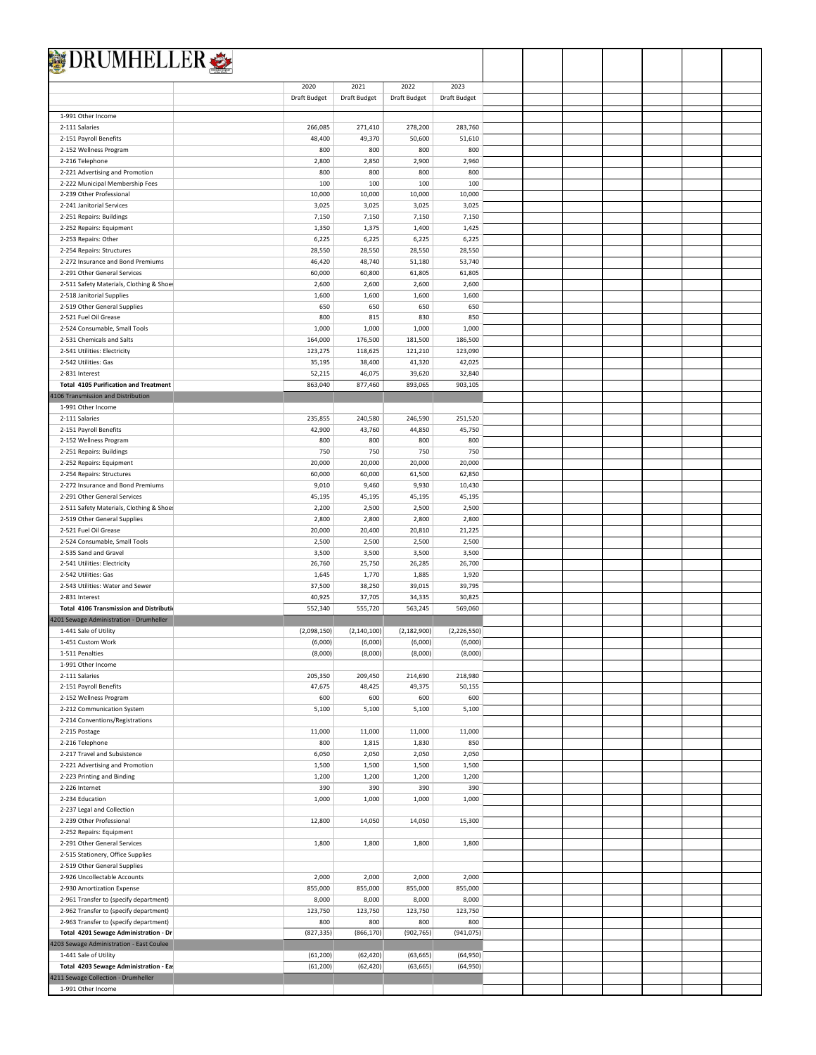# DRUMHELLER

| | 2020 Draft Budget | 2021 Draft Budget | 2022 Draft Budget | 2023 Draft Budget |
|---|---|---|---|---|
| 1-991 Other Income | | | | |
| 2-111 Salaries | 266,085 | 271,410 | 278,200 | 283,760 |
| 2-151 Payroll Benefits | 48,400 | 49,370 | 50,600 | 51,610 |
| 2-152 Wellness Program | 800 | 800 | 800 | 800 |
| 2-216 Telephone | 2,800 | 2,850 | 2,900 | 2,960 |
| 2-221 Advertising and Promotion | 800 | 800 | 800 | 800 |
| 2-222 Municipal Membership Fees | 100 | 100 | 100 | 100 |
| 2-239 Other Professional | 10,000 | 10,000 | 10,000 | 10,000 |
| 2-241 Janitorial Services | 3,025 | 3,025 | 3,025 | 3,025 |
| 2-251 Repairs: Buildings | 7,150 | 7,150 | 7,150 | 7,150 |
| 2-252 Repairs: Equipment | 1,350 | 1,375 | 1,400 | 1,425 |
| 2-253 Repairs: Other | 6,225 | 6,225 | 6,225 | 6,225 |
| 2-254 Repairs: Structures | 28,550 | 28,550 | 28,550 | 28,550 |
| 2-272 Insurance and Bond Premiums | 46,420 | 48,740 | 51,180 | 53,740 |
| 2-291 Other General Services | 60,000 | 60,800 | 61,805 | 61,805 |
| 2-511 Safety Materials, Clothing & Shoes | 2,600 | 2,600 | 2,600 | 2,600 |
| 2-518 Janitorial Supplies | 1,600 | 1,600 | 1,600 | 1,600 |
| 2-519 Other General Supplies | 650 | 650 | 650 | 650 |
| 2-521 Fuel Oil Grease | 800 | 815 | 830 | 850 |
| 2-524 Consumable, Small Tools | 1,000 | 1,000 | 1,000 | 1,000 |
| 2-531 Chemicals and Salts | 164,000 | 176,500 | 181,500 | 186,500 |
| 2-541 Utilities: Electricity | 123,275 | 118,625 | 121,210 | 123,090 |
| 2-542 Utilities: Gas | 35,195 | 38,400 | 41,320 | 42,025 |
| 2-831 Interest | 52,215 | 46,075 | 39,620 | 32,840 |
| **Total 4105 Purification and Treatment** | 863,040 | 877,460 | 893,065 | 903,105 |
| 4106 Transmission and Distribution | | | | |
| 1-991 Other Income | | | | |
| 2-111 Salaries | 235,855 | 240,580 | 246,590 | 251,520 |
| 2-151 Payroll Benefits | 42,900 | 43,760 | 44,850 | 45,750 |
| 2-152 Wellness Program | 800 | 800 | 800 | 800 |
| 2-251 Repairs: Buildings | 750 | 750 | 750 | 750 |
| 2-252 Repairs: Equipment | 20,000 | 20,000 | 20,000 | 20,000 |
| 2-254 Repairs: Structures | 60,000 | 60,000 | 61,500 | 62,850 |
| 2-272 Insurance and Bond Premiums | 9,010 | 9,460 | 9,930 | 10,430 |
| 2-291 Other General Services | 45,195 | 45,195 | 45,195 | 45,195 |
| 2-511 Safety Materials, Clothing & Shoes | 2,200 | 2,500 | 2,500 | 2,500 |
| 2-519 Other General Supplies | 2,800 | 2,800 | 2,800 | 2,800 |
| 2-521 Fuel Oil Grease | 20,000 | 20,400 | 20,810 | 21,225 |
| 2-524 Consumable, Small Tools | 2,500 | 2,500 | 2,500 | 2,500 |
| 2-535 Sand and Gravel | 3,500 | 3,500 | 3,500 | 3,500 |
| 2-541 Utilities: Electricity | 26,760 | 25,750 | 26,285 | 26,700 |
| 2-542 Utilities: Gas | 1,645 | 1,770 | 1,885 | 1,920 |
| 2-543 Utilities: Water and Sewer | 37,500 | 38,250 | 39,015 | 39,795 |
| 2-831 Interest | 40,925 | 37,705 | 34,335 | 30,825 |
| **Total 4106 Transmission and Distributi** | 552,340 | 555,720 | 563,245 | 569,060 |
| 4201 Sewage Administration - Drumheller | | | | |
| 1-441 Sale of Utility | (2,098,150) | (2,140,100) | (2,182,900) | (2,226,550) |
| 1-451 Custom Work | (6,000) | (6,000) | (6,000) | (6,000) |
| 1-511 Penalties | (8,000) | (8,000) | (8,000) | (8,000) |
| 1-991 Other Income | | | | |
| 2-111 Salaries | 205,350 | 209,450 | 214,690 | 218,980 |
| 2-151 Payroll Benefits | 47,675 | 48,425 | 49,375 | 50,155 |
| 2-152 Wellness Program | 600 | 600 | 600 | 600 |
| 2-212 Communication System | 5,100 | 5,100 | 5,100 | 5,100 |
| 2-214 Conventions/Registrations | | | | |
| 2-215 Postage | 11,000 | 11,000 | 11,000 | 11,000 |
| 2-216 Telephone | 800 | 1,815 | 1,830 | 850 |
| 2-217 Travel and Subsistence | 6,050 | 2,050 | 2,050 | 2,050 |
| 2-221 Advertising and Promotion | 1,500 | 1,500 | 1,500 | 1,500 |
| 2-223 Printing and Binding | 1,200 | 1,200 | 1,200 | 1,200 |
| 2-226 Internet | 390 | 390 | 390 | 390 |
| 2-234 Education | 1,000 | 1,000 | 1,000 | 1,000 |
| 2-237 Legal and Collection | | | | |
| 2-239 Other Professional | 12,800 | 14,050 | 14,050 | 15,300 |
| 2-252 Repairs: Equipment | | | | |
| 2-291 Other General Services | 1,800 | 1,800 | 1,800 | 1,800 |
| 2-515 Stationery, Office Supplies | | | | |
| 2-519 Other General Supplies | | | | |
| 2-926 Uncollectable Accounts | 2,000 | 2,000 | 2,000 | 2,000 |
| 2-930 Amortization Expense | 855,000 | 855,000 | 855,000 | 855,000 |
| 2-961 Transfer to (specify department) | 8,000 | 8,000 | 8,000 | 8,000 |
| 2-962 Transfer to (specify department) | 123,750 | 123,750 | 123,750 | 123,750 |
| 2-963 Transfer to (specify department) | 800 | 800 | 800 | 800 |
| **Total 4201 Sewage Administration - Dr** | (827,335) | (866,170) | (902,765) | (941,075) |
| 4203 Sewage Administration - East Coulee | | | | |
| 1-441 Sale of Utility | (61,200) | (62,420) | (63,665) | (64,950) |
| **Total 4203 Sewage Administration - Ea** | (61,200) | (62,420) | (63,665) | (64,950) |
| 4211 Sewage Collection - Drumheller | | | | |
| 1-991 Other Income | | | | |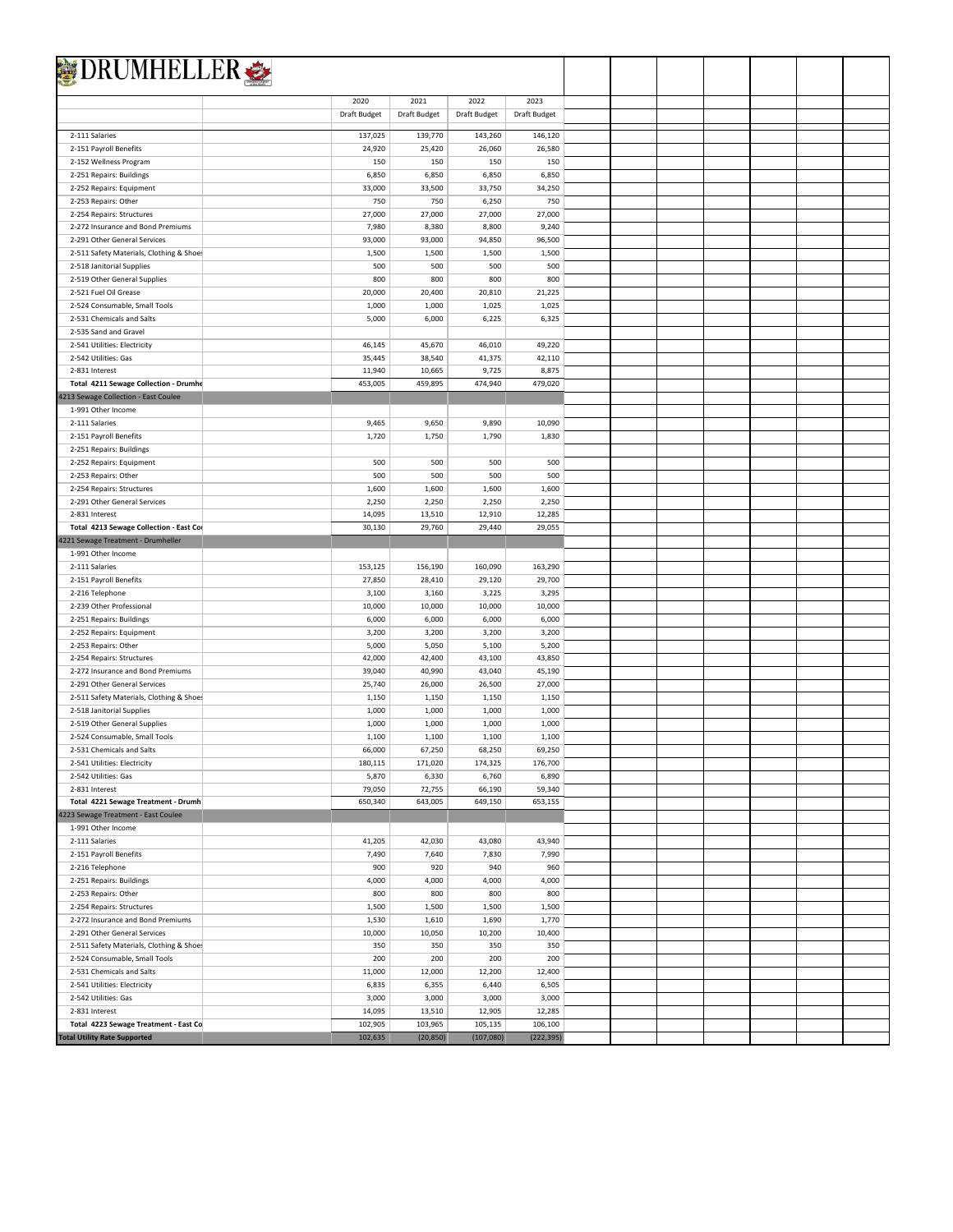# DRUMHELLER

| | | 2020 | 2021 | 2022 | 2023 |
|---|---|---|---|---|---|
| | | Draft Budget | Draft Budget | Draft Budget | Draft Budget |
| 2-111 Salaries | | 137,025 | 139,770 | 143,260 | 146,120 |
| 2-151 Payroll Benefits | | 24,920 | 25,420 | 26,060 | 26,580 |
| 2-152 Wellness Program | | 150 | 150 | 150 | 150 |
| 2-251 Repairs: Buildings | | 6,850 | 6,850 | 6,850 | 6,850 |
| 2-252 Repairs: Equipment | | 33,000 | 33,500 | 33,750 | 34,250 |
| 2-253 Repairs: Other | | 750 | 750 | 6,250 | 750 |
| 2-254 Repairs: Structures | | 27,000 | 27,000 | 27,000 | 27,000 |
| 2-272 Insurance and Bond Premiums | | 7,980 | 8,380 | 8,800 | 9,240 |
| 2-291 Other General Services | | 93,000 | 93,000 | 94,850 | 96,500 |
| 2-511 Safety Materials, Clothing & Shoes | | 1,500 | 1,500 | 1,500 | 1,500 |
| 2-518 Janitorial Supplies | | 500 | 500 | 500 | 500 |
| 2-519 Other General Supplies | | 800 | 800 | 800 | 800 |
| 2-521 Fuel Oil Grease | | 20,000 | 20,400 | 20,810 | 21,225 |
| 2-524 Consumable, Small Tools | | 1,000 | 1,000 | 1,025 | 1,025 |
| 2-531 Chemicals and Salts | | 5,000 | 6,000 | 6,225 | 6,325 |
| 2-535 Sand and Gravel | | | | | |
| 2-541 Utilities: Electricity | | 46,145 | 45,670 | 46,010 | 49,220 |
| 2-542 Utilities: Gas | | 35,445 | 38,540 | 41,375 | 42,110 |
| 2-831 Interest | | 11,940 | 10,665 | 9,725 | 8,875 |
| **Total 4211 Sewage Collection - Drumhe** | | **453,005** | **459,895** | **474,940** | **479,020** |
| 4213 Sewage Collection - East Coulee | | | | | |
| 1-991 Other Income | | | | | |
| 2-111 Salaries | | 9,465 | 9,650 | 9,890 | 10,090 |
| 2-151 Payroll Benefits | | 1,720 | 1,750 | 1,790 | 1,830 |
| 2-251 Repairs: Buildings | | | | | |
| 2-252 Repairs: Equipment | | 500 | 500 | 500 | 500 |
| 2-253 Repairs: Other | | 500 | 500 | 500 | 500 |
| 2-254 Repairs: Structures | | 1,600 | 1,600 | 1,600 | 1,600 |
| 2-291 Other General Services | | 2,250 | 2,250 | 2,250 | 2,250 |
| 2-831 Interest | | 14,095 | 13,510 | 12,910 | 12,285 |
| **Total 4213 Sewage Collection - East Co** | | **30,130** | **29,760** | **29,440** | **29,055** |
| 4221 Sewage Treatment - Drumheller | | | | | |
| 1-991 Other Income | | | | | |
| 2-111 Salaries | | 153,125 | 156,190 | 160,090 | 163,290 |
| 2-151 Payroll Benefits | | 27,850 | 28,410 | 29,120 | 29,700 |
| 2-216 Telephone | | 3,100 | 3,160 | 3,225 | 3,295 |
| 2-239 Other Professional | | 10,000 | 10,000 | 10,000 | 10,000 |
| 2-251 Repairs: Buildings | | 6,000 | 6,000 | 6,000 | 6,000 |
| 2-252 Repairs: Equipment | | 3,200 | 3,200 | 3,200 | 3,200 |
| 2-253 Repairs: Other | | 5,000 | 5,050 | 5,100 | 5,200 |
| 2-254 Repairs: Structures | | 42,000 | 42,400 | 43,100 | 43,850 |
| 2-272 Insurance and Bond Premiums | | 39,040 | 40,990 | 43,040 | 45,190 |
| 2-291 Other General Services | | 25,740 | 26,000 | 26,500 | 27,000 |
| 2-511 Safety Materials, Clothing & Shoes | | 1,150 | 1,150 | 1,150 | 1,150 |
| 2-518 Janitorial Supplies | | 1,000 | 1,000 | 1,000 | 1,000 |
| 2-519 Other General Supplies | | 1,000 | 1,000 | 1,000 | 1,000 |
| 2-524 Consumable, Small Tools | | 1,100 | 1,100 | 1,100 | 1,100 |
| 2-531 Chemicals and Salts | | 66,000 | 67,250 | 68,250 | 69,250 |
| 2-541 Utilities: Electricity | | 180,115 | 171,020 | 174,325 | 176,700 |
| 2-542 Utilities: Gas | | 5,870 | 6,330 | 6,760 | 6,890 |
| 2-831 Interest | | 79,050 | 72,755 | 66,190 | 59,340 |
| **Total 4221 Sewage Treatment - Drumh** | | **650,340** | **643,005** | **649,150** | **653,155** |
| 4223 Sewage Treatment - East Coulee | | | | | |
| 1-991 Other Income | | | | | |
| 2-111 Salaries | | 41,205 | 42,030 | 43,080 | 43,940 |
| 2-151 Payroll Benefits | | 7,490 | 7,640 | 7,830 | 7,990 |
| 2-216 Telephone | | 900 | 920 | 940 | 960 |
| 2-251 Repairs: Buildings | | 4,000 | 4,000 | 4,000 | 4,000 |
| 2-253 Repairs: Other | | 800 | 800 | 800 | 800 |
| 2-254 Repairs: Structures | | 1,500 | 1,500 | 1,500 | 1,500 |
| 2-272 Insurance and Bond Premiums | | 1,530 | 1,610 | 1,690 | 1,770 |
| 2-291 Other General Services | | 10,000 | 10,050 | 10,200 | 10,400 |
| 2-511 Safety Materials, Clothing & Shoes | | 350 | 350 | 350 | 350 |
| 2-524 Consumable, Small Tools | | 200 | 200 | 200 | 200 |
| 2-531 Chemicals and Salts | | 11,000 | 12,000 | 12,200 | 12,400 |
| 2-541 Utilities: Electricity | | 6,835 | 6,355 | 6,440 | 6,505 |
| 2-542 Utilities: Gas | | 3,000 | 3,000 | 3,000 | 3,000 |
| 2-831 Interest | | 14,095 | 13,510 | 12,905 | 12,285 |
| **Total 4223 Sewage Treatment - East Co** | | **102,905** | **103,965** | **105,135** | **106,100** |
| **Total Utility Rate Supported** | | **102,635** | **(20,850)** | **(107,080)** | **(222,395)** |